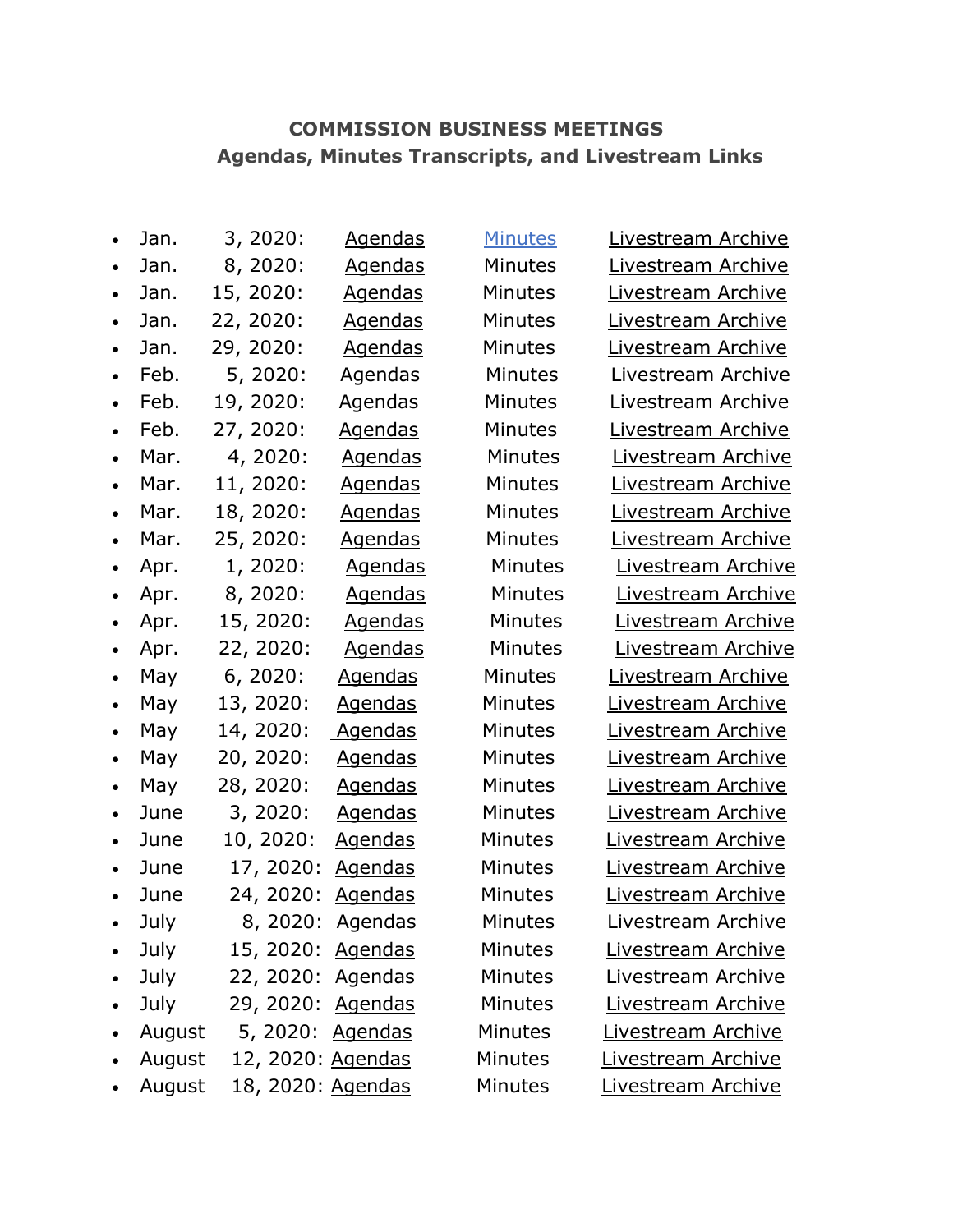**COMMISSION BUSINESS MEETINGS**
**Agendas, Minutes Transcripts, and Livestream Links**

- Jan. 3, 2020: Agendas Minutes Livestream Archive
- Jan. 8, 2020: Agendas Minutes Livestream Archive
- Jan. 15, 2020: Agendas Minutes Livestream Archive
- Jan. 22, 2020: Agendas Minutes Livestream Archive
- Jan. 29, 2020: Agendas Minutes Livestream Archive
- Feb. 5, 2020: Agendas Minutes Livestream Archive
- Feb. 19, 2020: Agendas Minutes Livestream Archive
- Feb. 27, 2020: Agendas Minutes Livestream Archive
- Mar. 4, 2020: Agendas Minutes Livestream Archive
- Mar. 11, 2020: Agendas Minutes Livestream Archive
- Mar. 18, 2020: Agendas Minutes Livestream Archive
- Mar. 25, 2020: Agendas Minutes Livestream Archive
- Apr. 1, 2020: Agendas Minutes Livestream Archive
- Apr. 8, 2020: Agendas Minutes Livestream Archive
- Apr. 15, 2020: Agendas Minutes Livestream Archive
- Apr. 22, 2020: Agendas Minutes Livestream Archive
- May 6, 2020: Agendas Minutes Livestream Archive
- May 13, 2020: Agendas Minutes Livestream Archive
- May 14, 2020: Agendas Minutes Livestream Archive
- May 20, 2020: Agendas Minutes Livestream Archive
- May 28, 2020: Agendas Minutes Livestream Archive
- June 3, 2020: Agendas Minutes Livestream Archive
- June 10, 2020: Agendas Minutes Livestream Archive
- June 17, 2020: Agendas Minutes Livestream Archive
- June 24, 2020: Agendas Minutes Livestream Archive
- July 8, 2020: Agendas Minutes Livestream Archive
- July 15, 2020: Agendas Minutes Livestream Archive
- July 22, 2020: Agendas Minutes Livestream Archive
- July 29, 2020: Agendas Minutes Livestream Archive
- August 5, 2020: Agendas Minutes Livestream Archive
- August 12, 2020: Agendas Minutes Livestream Archive
- August 18, 2020: Agendas Minutes Livestream Archive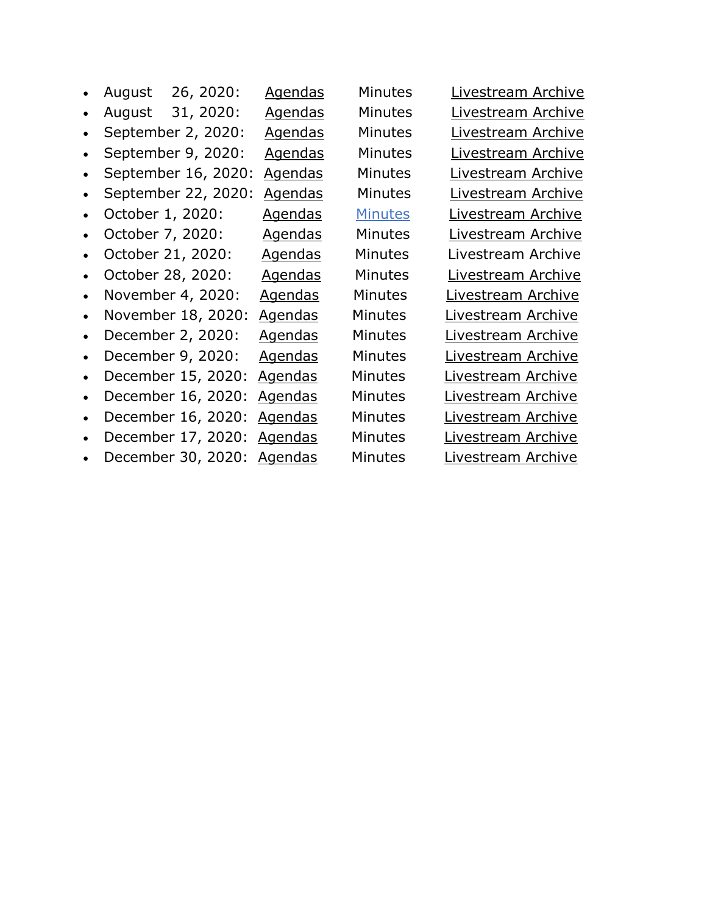- August 26, 2020: Agendas Minutes Livestream Archive
- August 31, 2020: Agendas Minutes Livestream Archive
- September 2, 2020: Agendas Minutes Livestream Archive
- September 9, 2020: Agendas Minutes Livestream Archive
- September 16, 2020: Agendas Minutes Livestream Archive
- September 22, 2020: Agendas Minutes Livestream Archive
- October 1, 2020: Agendas Minutes Livestream Archive
- October 7, 2020: Agendas Minutes Livestream Archive
- October 21, 2020: Agendas Minutes Livestream Archive
- October 28, 2020: Agendas Minutes Livestream Archive
- November 4, 2020: Agendas Minutes Livestream Archive
- November 18, 2020: Agendas Minutes Livestream Archive
- December 2, 2020: Agendas Minutes Livestream Archive
- December 9, 2020: Agendas Minutes Livestream Archive
- December 15, 2020: Agendas Minutes Livestream Archive
- December 16, 2020: Agendas Minutes Livestream Archive
- December 16, 2020: Agendas Minutes Livestream Archive
- December 17, 2020: Agendas Minutes Livestream Archive
- December 30, 2020: Agendas Minutes Livestream Archive